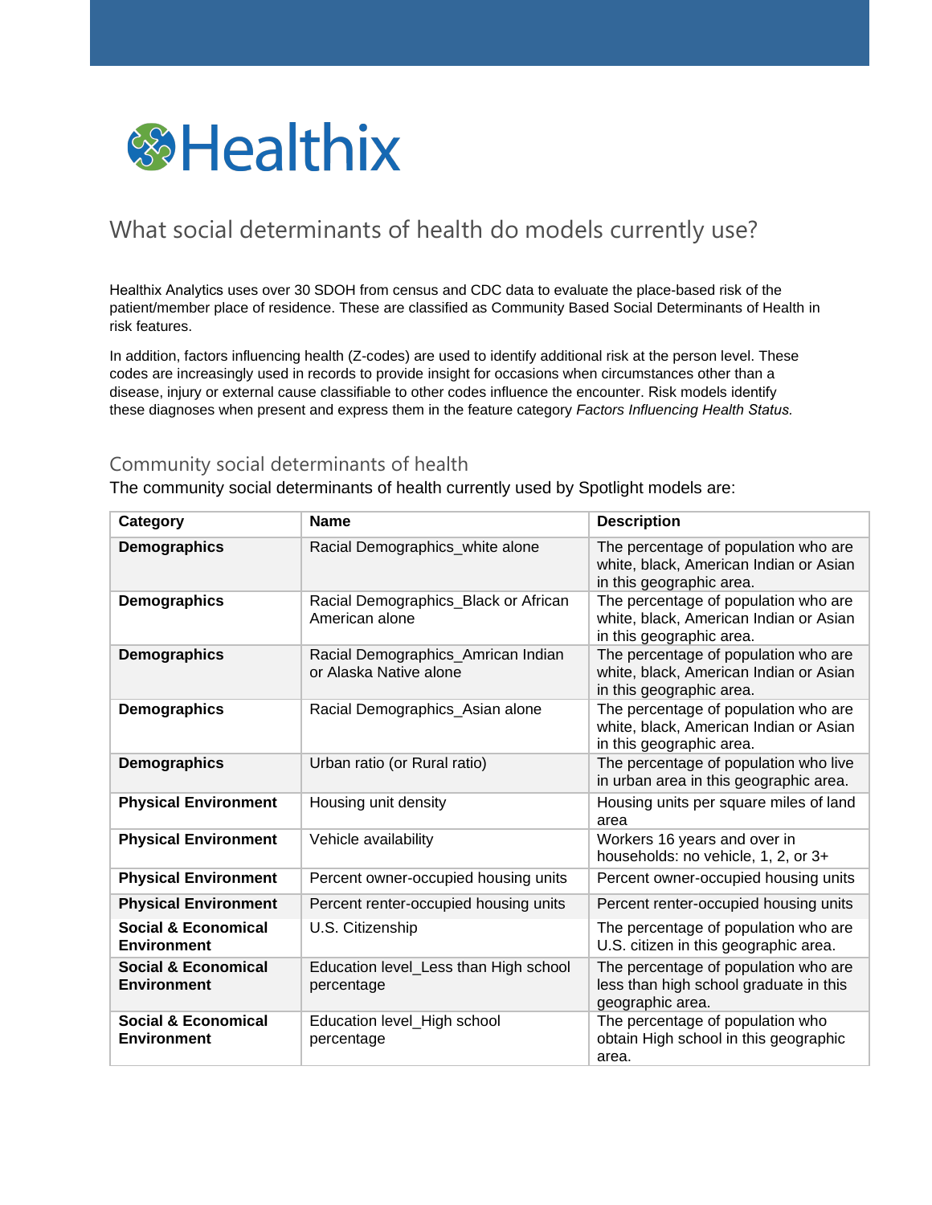Healthix

# What social determinants of health do models currently use?

Healthix Analytics uses over 30 SDOH from census and CDC data to evaluate the place-based risk of the patient/member place of residence. These are classified as Community Based Social Determinants of Health in risk features.

In addition, factors influencing health (Z-codes) are used to identify additional risk at the person level. These codes are increasingly used in records to provide insight for occasions when circumstances other than a disease, injury or external cause classifiable to other codes influence the encounter. Risk models identify these diagnoses when present and express them in the feature category *Factors Influencing Health Status.*

## Community social determinants of health

The community social determinants of health currently used by Spotlight models are:

| Category | Name | Description |
|---|---|---|
| **Demographics** | Racial Demographics_white alone | The percentage of population who are white, black, American Indian or Asian in this geographic area. |
| **Demographics** | Racial Demographics_Black or African American alone | The percentage of population who are white, black, American Indian or Asian in this geographic area. |
| **Demographics** | Racial Demographics_Amrican Indian or Alaska Native alone | The percentage of population who are white, black, American Indian or Asian in this geographic area. |
| **Demographics** | Racial Demographics_Asian alone | The percentage of population who are white, black, American Indian or Asian in this geographic area. |
| **Demographics** | Urban ratio (or Rural ratio) | The percentage of population who live in urban area in this geographic area. |
| **Physical Environment** | Housing unit density | Housing units per square miles of land area |
| **Physical Environment** | Vehicle availability | Workers 16 years and over in households: no vehicle, 1, 2, or 3+ |
| **Physical Environment** | Percent owner-occupied housing units | Percent owner-occupied housing units |
| **Physical Environment** | Percent renter-occupied housing units | Percent renter-occupied housing units |
| **Social & Economical Environment** | U.S. Citizenship | The percentage of population who are U.S. citizen in this geographic area. |
| **Social & Economical Environment** | Education level_Less than High school percentage | The percentage of population who are less than high school graduate in this geographic area. |
| **Social & Economical Environment** | Education level_High school percentage | The percentage of population who obtain High school in this geographic area. |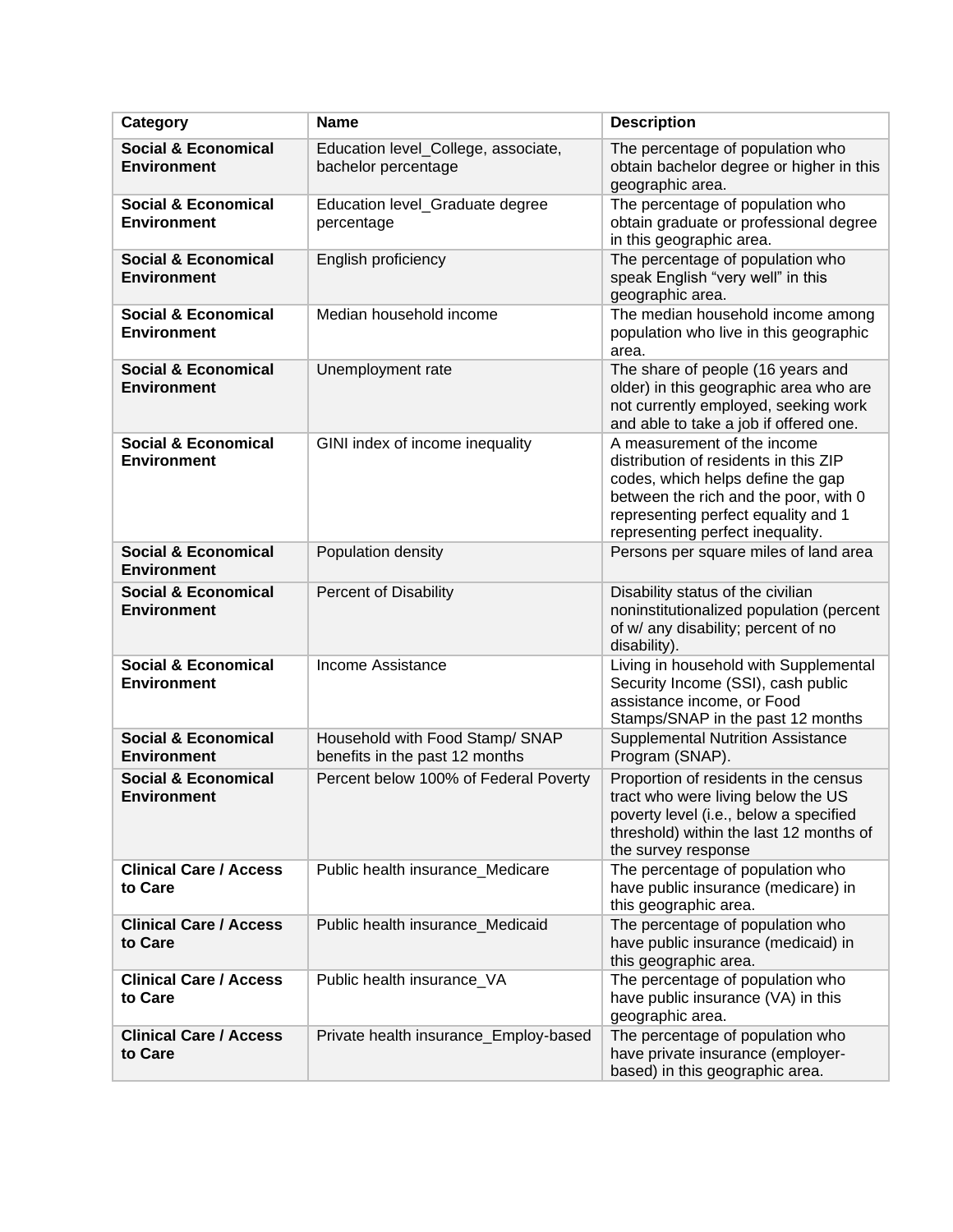| Category | Name | Description |
| --- | --- | --- |
| **Social & Economical Environment** | Education level_College, associate, bachelor percentage | The percentage of population who obtain bachelor degree or higher in this geographic area. |
| **Social & Economical Environment** | Education level_Graduate degree percentage | The percentage of population who obtain graduate or professional degree in this geographic area. |
| **Social & Economical Environment** | English proficiency | The percentage of population who speak English “very well” in this geographic area. |
| **Social & Economical Environment** | Median household income | The median household income among population who live in this geographic area. |
| **Social & Economical Environment** | Unemployment rate | The share of people (16 years and older) in this geographic area who are not currently employed, seeking work and able to take a job if offered one. |
| **Social & Economical Environment** | GINI index of income inequality | A measurement of the income distribution of residents in this ZIP codes, which helps define the gap between the rich and the poor, with 0 representing perfect equality and 1 representing perfect inequality. |
| **Social & Economical Environment** | Population density | Persons per square miles of land area |
| **Social & Economical Environment** | Percent of Disability | Disability status of the civilian noninstitutionalized population (percent of w/ any disability; percent of no disability). |
| **Social & Economical Environment** | Income Assistance | Living in household with Supplemental Security Income (SSI), cash public assistance income, or Food Stamps/SNAP in the past 12 months |
| **Social & Economical Environment** | Household with Food Stamp/ SNAP benefits in the past 12 months | Supplemental Nutrition Assistance Program (SNAP). |
| **Social & Economical Environment** | Percent below 100% of Federal Poverty | Proportion of residents in the census tract who were living below the US poverty level (i.e., below a specified threshold) within the last 12 months of the survey response |
| **Clinical Care / Access to Care** | Public health insurance_Medicare | The percentage of population who have public insurance (medicare) in this geographic area. |
| **Clinical Care / Access to Care** | Public health insurance_Medicaid | The percentage of population who have public insurance (medicaid) in this geographic area. |
| **Clinical Care / Access to Care** | Public health insurance_VA | The percentage of population who have public insurance (VA) in this geographic area. |
| **Clinical Care / Access to Care** | Private health insurance_Employ-based | The percentage of population who have private insurance (employer-based) in this geographic area. |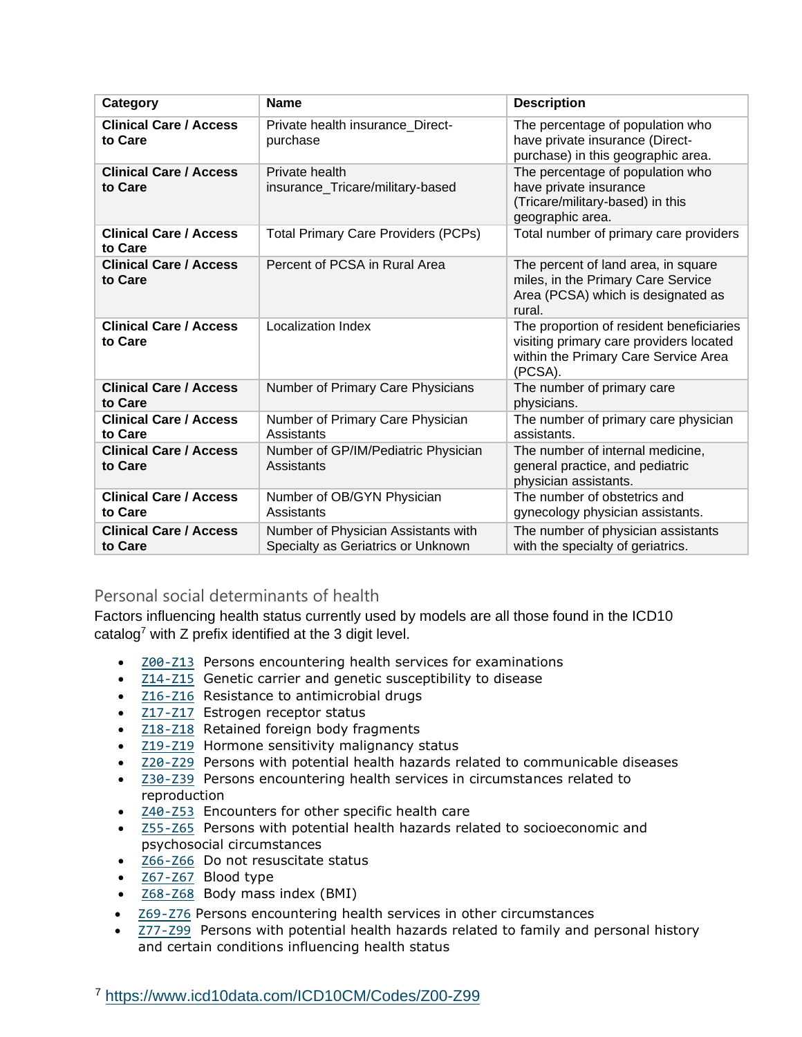| Category | Name | Description |
|---|---|---|
| **Clinical Care / Access to Care** | Private health insurance_Direct-purchase | The percentage of population who have private insurance (Direct-purchase) in this geographic area. |
| **Clinical Care / Access to Care** | Private health insurance_Tricare/military-based | The percentage of population who have private insurance (Tricare/military-based) in this geographic area. |
| **Clinical Care / Access to Care** | Total Primary Care Providers (PCPs) | Total number of primary care providers |
| **Clinical Care / Access to Care** | Percent of PCSA in Rural Area | The percent of land area, in square miles, in the Primary Care Service Area (PCSA) which is designated as rural. |
| **Clinical Care / Access to Care** | Localization Index | The proportion of resident beneficiaries visiting primary care providers located within the Primary Care Service Area (PCSA). |
| **Clinical Care / Access to Care** | Number of Primary Care Physicians | The number of primary care physicians. |
| **Clinical Care / Access to Care** | Number of Primary Care Physician Assistants | The number of primary care physician assistants. |
| **Clinical Care / Access to Care** | Number of GP/IM/Pediatric Physician Assistants | The number of internal medicine, general practice, and pediatric physician assistants. |
| **Clinical Care / Access to Care** | Number of OB/GYN Physician Assistants | The number of obstetrics and gynecology physician assistants. |
| **Clinical Care / Access to Care** | Number of Physician Assistants with Specialty as Geriatrics or Unknown | The number of physician assistants with the specialty of geriatrics. |

## Personal social determinants of health

Factors influencing health status currently used by models are all those found in the ICD10 catalog[7] with Z prefix identified at the 3 digit level.

- Z00-Z13 Persons encountering health services for examinations
- Z14-Z15 Genetic carrier and genetic susceptibility to disease
- Z16-Z16 Resistance to antimicrobial drugs
- Z17-Z17 Estrogen receptor status
- Z18-Z18 Retained foreign body fragments
- Z19-Z19 Hormone sensitivity malignancy status
- Z20-Z29 Persons with potential health hazards related to communicable diseases
- Z30-Z39 Persons encountering health services in circumstances related to reproduction
- Z40-Z53 Encounters for other specific health care
- Z55-Z65 Persons with potential health hazards related to socioeconomic and psychosocial circumstances
- Z66-Z66 Do not resuscitate status
- Z67-Z67 Blood type
- Z68-Z68 Body mass index (BMI)
- Z69-Z76 Persons encountering health services in other circumstances
- Z77-Z99 Persons with potential health hazards related to family and personal history and certain conditions influencing health status

[7] https://www.icd10data.com/ICD10CM/Codes/Z00-Z99